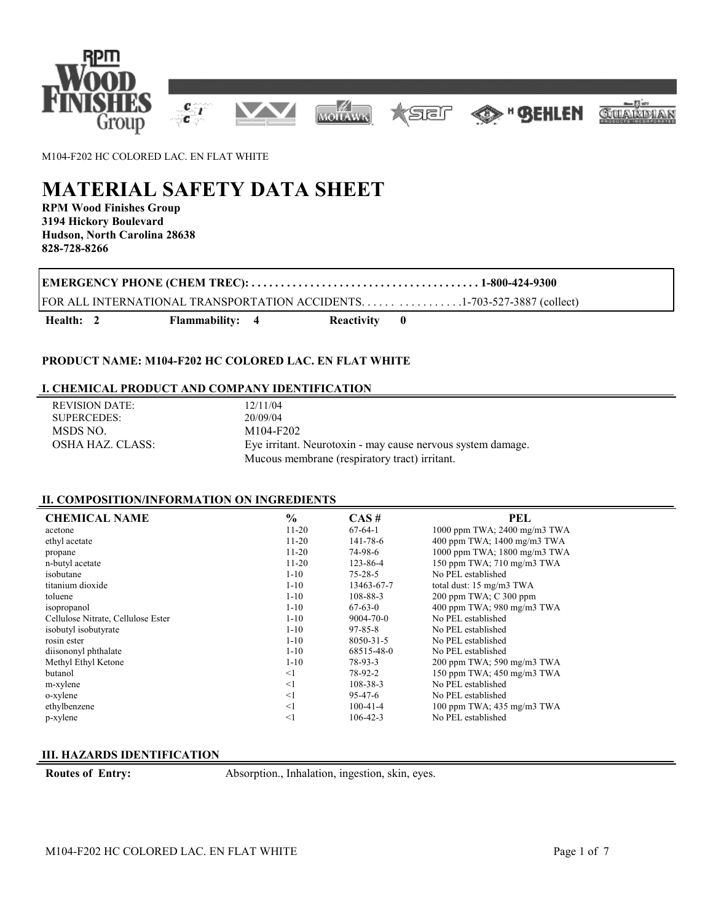M104-F202 HC COLORED LAC. EN FLAT WHITE

# MATERIAL SAFETY DATA SHEET

**RPM Wood Finishes Group**
**3194 Hickory Boulevard**
**Hudson, North Carolina 28638**
**828-728-8266**

**EMERGENCY PHONE (CHEM TREC): . . . . . . . . . . . . . . . . . . . . . . . . . . . . . . . . . . . . . . 1-800-424-9300**

FOR ALL INTERNATIONAL TRANSPORTATION ACCIDENTS. . . . . .  . . . . . . . . . . .1-703-527-3887 (collect)

**Health: 2** **Flammability: 4** **Reactivity 0**

**PRODUCT NAME: M104-F202 HC COLORED LAC. EN FLAT WHITE**

## I. CHEMICAL PRODUCT AND COMPANY IDENTIFICATION

| | |
|---|---|
| REVISION DATE: | 12/11/04 |
| SUPERCEDES: | 20/09/04 |
| MSDS NO. | M104-F202 |
| OSHA HAZ. CLASS: | Eye irritant. Neurotoxin - may cause nervous system damage. Mucous membrane (respiratory tract) irritant. |

## II. COMPOSITION/INFORMATION ON INGREDIENTS

| CHEMICAL NAME | % | CAS # | PEL |
|---|---|---|---|
| acetone | 11-20 | 67-64-1 | 1000 ppm TWA; 2400 mg/m3 TWA |
| ethyl acetate | 11-20 | 141-78-6 | 400 ppm TWA; 1400 mg/m3 TWA |
| propane | 11-20 | 74-98-6 | 1000 ppm TWA; 1800 mg/m3 TWA |
| n-butyl acetate | 11-20 | 123-86-4 | 150 ppm TWA; 710 mg/m3 TWA |
| isobutane | 1-10 | 75-28-5 | No PEL established |
| titanium dioxide | 1-10 | 13463-67-7 | total dust: 15 mg/m3 TWA |
| toluene | 1-10 | 108-88-3 | 200 ppm TWA; C 300 ppm |
| isopropanol | 1-10 | 67-63-0 | 400 ppm TWA; 980 mg/m3 TWA |
| Cellulose Nitrate, Cellulose Ester | 1-10 | 9004-70-0 | No PEL established |
| isobutyl isobutyrate | 1-10 | 97-85-8 | No PEL established |
| rosin ester | 1-10 | 8050-31-5 | No PEL established |
| diisononyl phthalate | 1-10 | 68515-48-0 | No PEL established |
| Methyl Ethyl Ketone | 1-10 | 78-93-3 | 200 ppm TWA; 590 mg/m3 TWA |
| butanol | <1 | 78-92-2 | 150 ppm TWA; 450 mg/m3 TWA |
| m-xylene | <1 | 108-38-3 | No PEL established |
| o-xylene | <1 | 95-47-6 | No PEL established |
| ethylbenzene | <1 | 100-41-4 | 100 ppm TWA; 435 mg/m3 TWA |
| p-xylene | <1 | 106-42-3 | No PEL established |

## III. HAZARDS IDENTIFICATION

**Routes of Entry:** Absorption., Inhalation, ingestion, skin, eyes.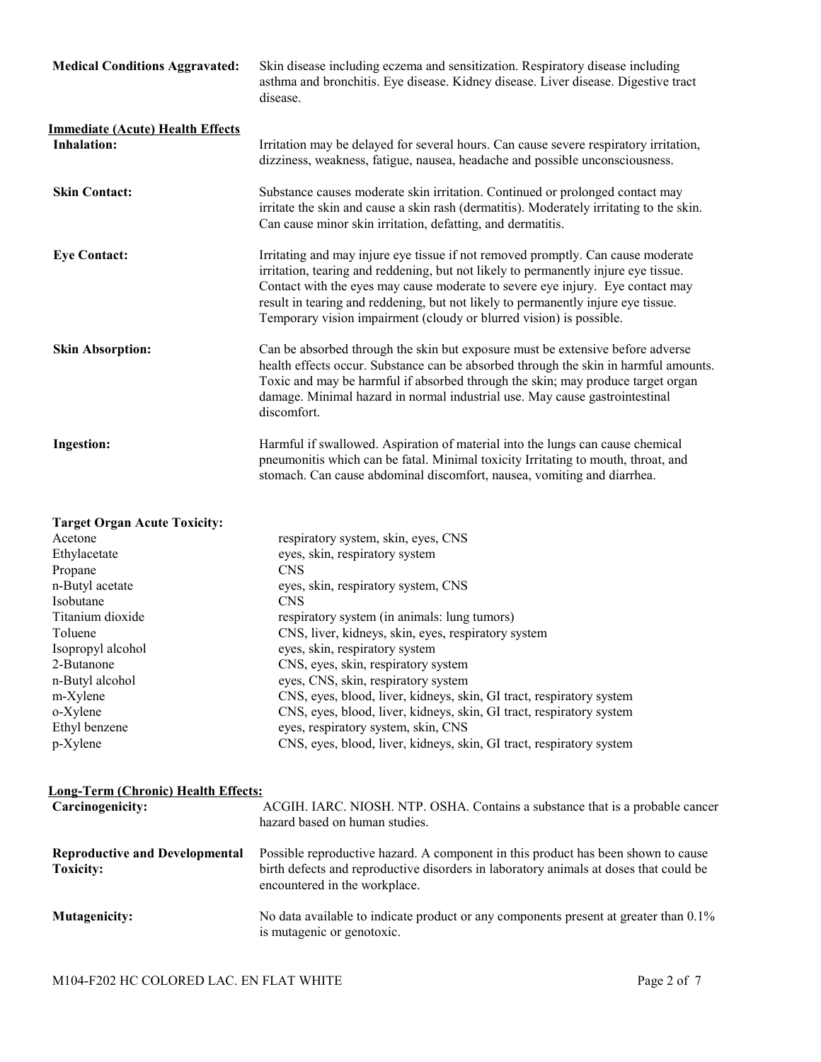**Medical Conditions Aggravated:** Skin disease including eczema and sensitization. Respiratory disease including asthma and bronchitis. Eye disease. Kidney disease. Liver disease. Digestive tract disease.

## Immediate (Acute) Health Effects

**Inhalation:** Irritation may be delayed for several hours. Can cause severe respiratory irritation, dizziness, weakness, fatigue, nausea, headache and possible unconsciousness.

**Skin Contact:** Substance causes moderate skin irritation. Continued or prolonged contact may irritate the skin and cause a skin rash (dermatitis). Moderately irritating to the skin. Can cause minor skin irritation, defatting, and dermatitis.

**Eye Contact:** Irritating and may injure eye tissue if not removed promptly. Can cause moderate irritation, tearing and reddening, but not likely to permanently injure eye tissue. Contact with the eyes may cause moderate to severe eye injury. Eye contact may result in tearing and reddening, but not likely to permanently injure eye tissue. Temporary vision impairment (cloudy or blurred vision) is possible.

**Skin Absorption:** Can be absorbed through the skin but exposure must be extensive before adverse health effects occur. Substance can be absorbed through the skin in harmful amounts. Toxic and may be harmful if absorbed through the skin; may produce target organ damage. Minimal hazard in normal industrial use. May cause gastrointestinal discomfort.

**Ingestion:** Harmful if swallowed. Aspiration of material into the lungs can cause chemical pneumonitis which can be fatal. Minimal toxicity Irritating to mouth, throat, and stomach. Can cause abdominal discomfort, nausea, vomiting and diarrhea.

**Target Organ Acute Toxicity:**

| Component | Target Organs |
|---|---|
| Acetone | respiratory system, skin, eyes, CNS |
| Ethylacetate | eyes, skin, respiratory system |
| Propane | CNS |
| n-Butyl acetate | eyes, skin, respiratory system, CNS |
| Isobutane | CNS |
| Titanium dioxide | respiratory system (in animals: lung tumors) |
| Toluene | CNS, liver, kidneys, skin, eyes, respiratory system |
| Isopropyl alcohol | eyes, skin, respiratory system |
| 2-Butanone | CNS, eyes, skin, respiratory system |
| n-Butyl alcohol | eyes, CNS, skin, respiratory system |
| m-Xylene | CNS, eyes, blood, liver, kidneys, skin, GI tract, respiratory system |
| o-Xylene | CNS, eyes, blood, liver, kidneys, skin, GI tract, respiratory system |
| Ethyl benzene | eyes, respiratory system, skin, CNS |
| p-Xylene | CNS, eyes, blood, liver, kidneys, skin, GI tract, respiratory system |

## Long-Term (Chronic) Health Effects:

**Carcinogenicity:** ACGIH. IARC. NIOSH. NTP. OSHA. Contains a substance that is a probable cancer hazard based on human studies.

**Reproductive and Developmental Toxicity:** Possible reproductive hazard. A component in this product has been shown to cause birth defects and reproductive disorders in laboratory animals at doses that could be encountered in the workplace.

**Mutagenicity:** No data available to indicate product or any components present at greater than 0.1% is mutagenic or genotoxic.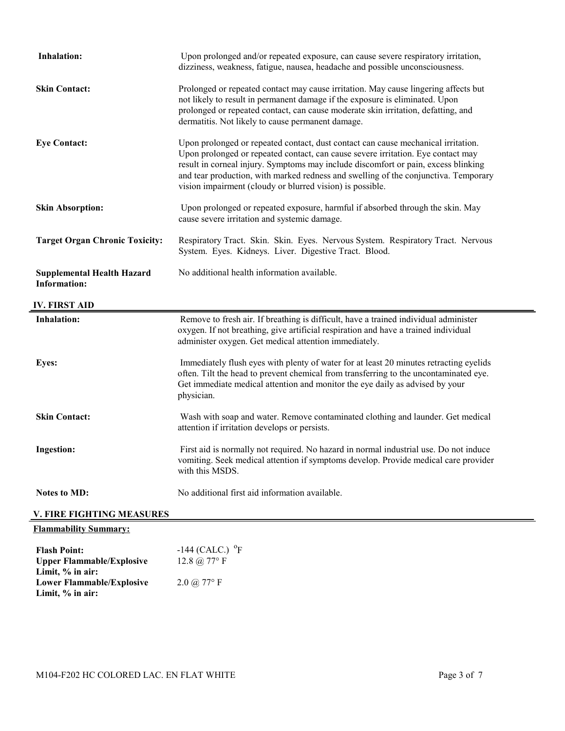**Inhalation:** Upon prolonged and/or repeated exposure, can cause severe respiratory irritation, dizziness, weakness, fatigue, nausea, headache and possible unconsciousness.

**Skin Contact:** Prolonged or repeated contact may cause irritation. May cause lingering affects but not likely to result in permanent damage if the exposure is eliminated. Upon prolonged or repeated contact, can cause moderate skin irritation, defatting, and dermatitis. Not likely to cause permanent damage.

**Eye Contact:** Upon prolonged or repeated contact, dust contact can cause mechanical irritation. Upon prolonged or repeated contact, can cause severe irritation. Eye contact may result in corneal injury. Symptoms may include discomfort or pain, excess blinking and tear production, with marked redness and swelling of the conjunctiva. Temporary vision impairment (cloudy or blurred vision) is possible.

**Skin Absorption:** Upon prolonged or repeated exposure, harmful if absorbed through the skin. May cause severe irritation and systemic damage.

**Target Organ Chronic Toxicity:** Respiratory Tract. Skin. Skin. Eyes. Nervous System. Respiratory Tract. Nervous System. Eyes. Kidneys. Liver. Digestive Tract. Blood.

**Supplemental Health Hazard Information:** No additional health information available.

## IV. FIRST AID

**Inhalation:** Remove to fresh air. If breathing is difficult, have a trained individual administer oxygen. If not breathing, give artificial respiration and have a trained individual administer oxygen. Get medical attention immediately.

**Eyes:** Immediately flush eyes with plenty of water for at least 20 minutes retracting eyelids often. Tilt the head to prevent chemical from transferring to the uncontaminated eye. Get immediate medical attention and monitor the eye daily as advised by your physician.

**Skin Contact:** Wash with soap and water. Remove contaminated clothing and launder. Get medical attention if irritation develops or persists.

**Ingestion:** First aid is normally not required. No hazard in normal industrial use. Do not induce vomiting. Seek medical attention if symptoms develop. Provide medical care provider with this MSDS.

**Notes to MD:** No additional first aid information available.

## V. FIRE FIGHTING MEASURES

**Flammability Summary:**

**Flash Point:** -144 (CALC.) °F

**Upper Flammable/Explosive Limit, % in air:** 12.8 @ 77° F

**Lower Flammable/Explosive Limit, % in air:** 2.0 @ 77° F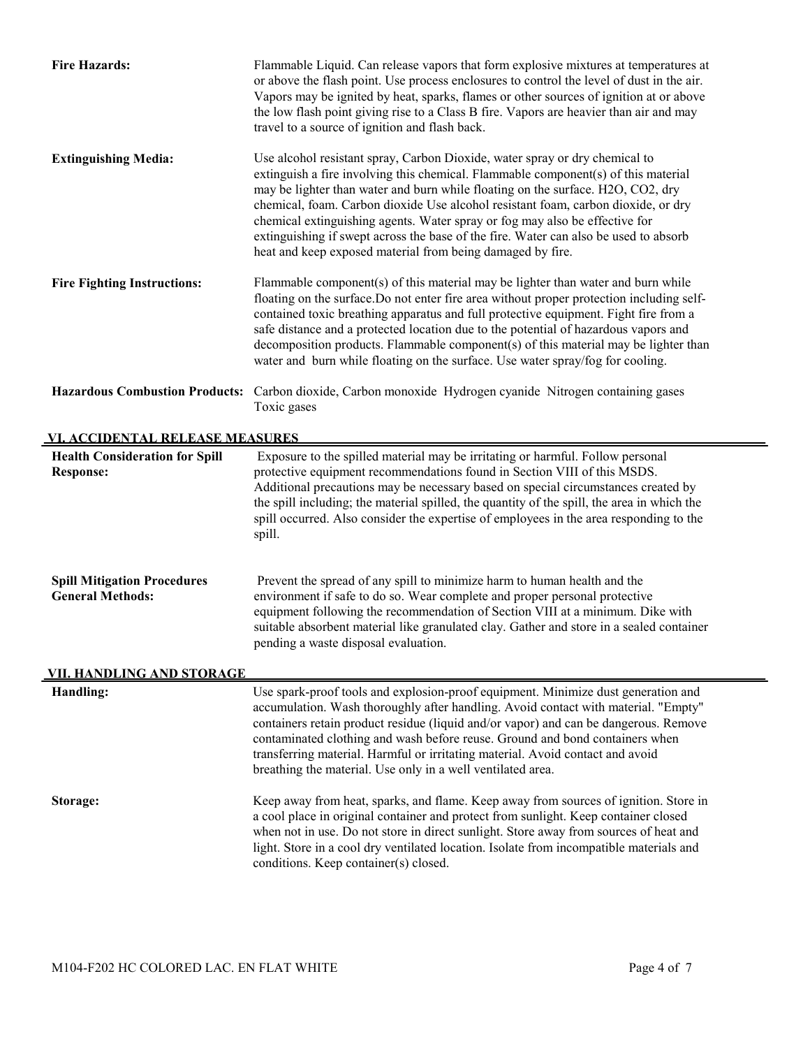**Fire Hazards:** Flammable Liquid. Can release vapors that form explosive mixtures at temperatures at or above the flash point. Use process enclosures to control the level of dust in the air. Vapors may be ignited by heat, sparks, flames or other sources of ignition at or above the low flash point giving rise to a Class B fire. Vapors are heavier than air and may travel to a source of ignition and flash back.

**Extinguishing Media:** Use alcohol resistant spray, Carbon Dioxide, water spray or dry chemical to extinguish a fire involving this chemical. Flammable component(s) of this material may be lighter than water and burn while floating on the surface. $H_2O$, $CO_2$, dry chemical, foam. Carbon dioxide Use alcohol resistant foam, carbon dioxide, or dry chemical extinguishing agents. Water spray or fog may also be effective for extinguishing if swept across the base of the fire. Water can also be used to absorb heat and keep exposed material from being damaged by fire.

**Fire Fighting Instructions:** Flammable component(s) of this material may be lighter than water and burn while floating on the surface.Do not enter fire area without proper protection including self-contained toxic breathing apparatus and full protective equipment. Fight fire from a safe distance and a protected location due to the potential of hazardous vapors and decomposition products. Flammable component(s) of this material may be lighter than water and burn while floating on the surface. Use water spray/fog for cooling.

**Hazardous Combustion Products:** Carbon dioxide, Carbon monoxide Hydrogen cyanide Nitrogen containing gases Toxic gases

## VI. ACCIDENTAL RELEASE MEASURES

**Health Consideration for Spill Response:** Exposure to the spilled material may be irritating or harmful. Follow personal protective equipment recommendations found in Section VIII of this MSDS. Additional precautions may be necessary based on special circumstances created by the spill including; the material spilled, the quantity of the spill, the area in which the spill occurred. Also consider the expertise of employees in the area responding to the spill.

**Spill Mitigation Procedures General Methods:** Prevent the spread of any spill to minimize harm to human health and the environment if safe to do so. Wear complete and proper personal protective equipment following the recommendation of Section VIII at a minimum. Dike with suitable absorbent material like granulated clay. Gather and store in a sealed container pending a waste disposal evaluation.

## VII. HANDLING AND STORAGE

**Handling:** Use spark-proof tools and explosion-proof equipment. Minimize dust generation and accumulation. Wash thoroughly after handling. Avoid contact with material. "Empty" containers retain product residue (liquid and/or vapor) and can be dangerous. Remove contaminated clothing and wash before reuse. Ground and bond containers when transferring material. Harmful or irritating material. Avoid contact and avoid breathing the material. Use only in a well ventilated area.

**Storage:** Keep away from heat, sparks, and flame. Keep away from sources of ignition. Store in a cool place in original container and protect from sunlight. Keep container closed when not in use. Do not store in direct sunlight. Store away from sources of heat and light. Store in a cool dry ventilated location. Isolate from incompatible materials and conditions. Keep container(s) closed.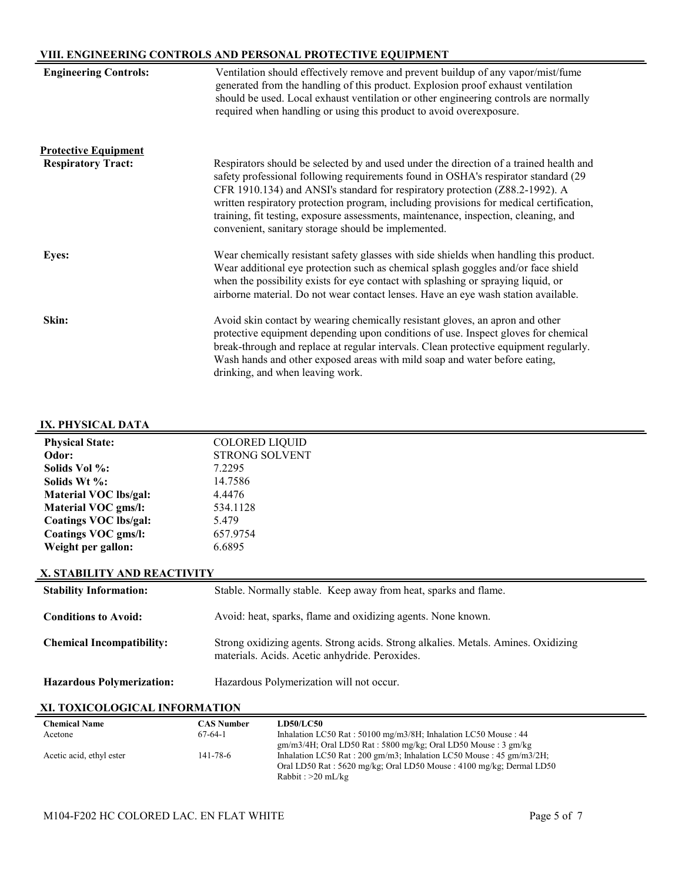## VIII. ENGINEERING CONTROLS AND PERSONAL PROTECTIVE EQUIPMENT

**Engineering Controls:** Ventilation should effectively remove and prevent buildup of any vapor/mist/fume generated from the handling of this product. Explosion proof exhaust ventilation should be used. Local exhaust ventilation or other engineering controls are normally required when handling or using this product to avoid overexposure.

**Protective Equipment**

**Respiratory Tract:** Respirators should be selected by and used under the direction of a trained health and safety professional following requirements found in OSHA's respirator standard (29 CFR 1910.134) and ANSI's standard for respiratory protection (Z88.2-1992). A written respiratory protection program, including provisions for medical certification, training, fit testing, exposure assessments, maintenance, inspection, cleaning, and convenient, sanitary storage should be implemented.

**Eyes:** Wear chemically resistant safety glasses with side shields when handling this product. Wear additional eye protection such as chemical splash goggles and/or face shield when the possibility exists for eye contact with splashing or spraying liquid, or airborne material. Do not wear contact lenses. Have an eye wash station available.

**Skin:** Avoid skin contact by wearing chemically resistant gloves, an apron and other protective equipment depending upon conditions of use. Inspect gloves for chemical break-through and replace at regular intervals. Clean protective equipment regularly. Wash hands and other exposed areas with mild soap and water before eating, drinking, and when leaving work.

## IX. PHYSICAL DATA

| | |
|---|---|
| **Physical State:** | COLORED LIQUID |
| **Odor:** | STRONG SOLVENT |
| **Solids Vol %:** | 7.2295 |
| **Solids Wt %:** | 14.7586 |
| **Material VOC lbs/gal:** | 4.4476 |
| **Material VOC gms/l:** | 534.1128 |
| **Coatings VOC lbs/gal:** | 5.479 |
| **Coatings VOC gms/l:** | 657.9754 |
| **Weight per gallon:** | 6.6895 |

## X. STABILITY AND REACTIVITY

**Stability Information:** Stable. Normally stable. Keep away from heat, sparks and flame.

**Conditions to Avoid:** Avoid: heat, sparks, flame and oxidizing agents. None known.

**Chemical Incompatibility:** Strong oxidizing agents. Strong acids. Strong alkalies. Metals. Amines. Oxidizing materials. Acids. Acetic anhydride. Peroxides.

**Hazardous Polymerization:** Hazardous Polymerization will not occur.

## XI. TOXICOLOGICAL INFORMATION

| Chemical Name | CAS Number | LD50/LC50 |
|---|---|---|
| Acetone | 67-64-1 | Inhalation LC50 Rat : 50100 mg/m3/8H; Inhalation LC50 Mouse : 44 gm/m3/4H; Oral LD50 Rat : 5800 mg/kg; Oral LD50 Mouse : 3 gm/kg |
| Acetic acid, ethyl ester | 141-78-6 | Inhalation LC50 Rat : 200 gm/m3; Inhalation LC50 Mouse : 45 gm/m3/2H; Oral LD50 Rat : 5620 mg/kg; Oral LD50 Mouse : 4100 mg/kg; Dermal LD50 Rabbit : >20 mL/kg |

M104-F202 HC COLORED LAC. EN FLAT WHITE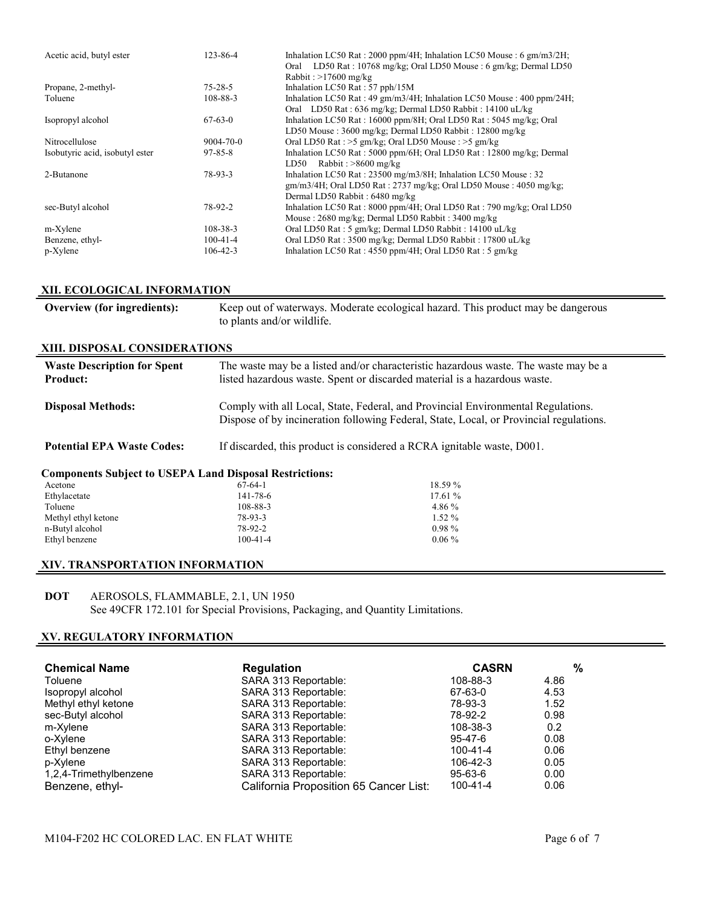| | | |
|---|---|---|
| Acetic acid, butyl ester | 123-86-4 | Inhalation LC50 Rat : 2000 ppm/4H; Inhalation LC50 Mouse : 6 gm/m3/2H; Oral LD50 Rat : 10768 mg/kg; Oral LD50 Mouse : 6 gm/kg; Dermal LD50 Rabbit : >17600 mg/kg |
| Propane, 2-methyl- | 75-28-5 | Inhalation LC50 Rat : 57 pph/15M |
| Toluene | 108-88-3 | Inhalation LC50 Rat : 49 gm/m3/4H; Inhalation LC50 Mouse : 400 ppm/24H; Oral LD50 Rat : 636 mg/kg; Dermal LD50 Rabbit : 14100 uL/kg |
| Isopropyl alcohol | 67-63-0 | Inhalation LC50 Rat : 16000 ppm/8H; Oral LD50 Rat : 5045 mg/kg; Oral LD50 Mouse : 3600 mg/kg; Dermal LD50 Rabbit : 12800 mg/kg |
| Nitrocellulose | 9004-70-0 | Oral LD50 Rat : >5 gm/kg; Oral LD50 Mouse : >5 gm/kg |
| Isobutyric acid, isobutyl ester | 97-85-8 | Inhalation LC50 Rat : 5000 ppm/6H; Oral LD50 Rat : 12800 mg/kg; Dermal LD50 Rabbit : >8600 mg/kg |
| 2-Butanone | 78-93-3 | Inhalation LC50 Rat : 23500 mg/m3/8H; Inhalation LC50 Mouse : 32 gm/m3/4H; Oral LD50 Rat : 2737 mg/kg; Oral LD50 Mouse : 4050 mg/kg; Dermal LD50 Rabbit : 6480 mg/kg |
| sec-Butyl alcohol | 78-92-2 | Inhalation LC50 Rat : 8000 ppm/4H; Oral LD50 Rat : 790 mg/kg; Oral LD50 Mouse : 2680 mg/kg; Dermal LD50 Rabbit : 3400 mg/kg |
| m-Xylene | 108-38-3 | Oral LD50 Rat : 5 gm/kg; Dermal LD50 Rabbit : 14100 uL/kg |
| Benzene, ethyl- | 100-41-4 | Oral LD50 Rat : 3500 mg/kg; Dermal LD50 Rabbit : 17800 uL/kg |
| p-Xylene | 106-42-3 | Inhalation LC50 Rat : 4550 ppm/4H; Oral LD50 Rat : 5 gm/kg |

## XII. ECOLOGICAL INFORMATION

**Overview (for ingredients):** Keep out of waterways. Moderate ecological hazard. This product may be dangerous to plants and/or wildlife.

## XIII. DISPOSAL CONSIDERATIONS

**Waste Description for Spent Product:** The waste may be a listed and/or characteristic hazardous waste. The waste may be a listed hazardous waste. Spent or discarded material is a hazardous waste.

**Disposal Methods:** Comply with all Local, State, Federal, and Provincial Environmental Regulations. Dispose of by incineration following Federal, State, Local, or Provincial regulations.

**Potential EPA Waste Codes:** If discarded, this product is considered a RCRA ignitable waste, D001.

**Components Subject to USEPA Land Disposal Restrictions:**

| | | |
|---|---|---|
| Acetone | 67-64-1 | 18.59 % |
| Ethylacetate | 141-78-6 | 17.61 % |
| Toluene | 108-88-3 | 4.86 % |
| Methyl ethyl ketone | 78-93-3 | 1.52 % |
| n-Butyl alcohol | 78-92-2 | 0.98 % |
| Ethyl benzene | 100-41-4 | 0.06 % |

## XIV. TRANSPORTATION INFORMATION

**DOT** AEROSOLS, FLAMMABLE, 2.1, UN 1950
See 49CFR 172.101 for Special Provisions, Packaging, and Quantity Limitations.

## XV. REGULATORY INFORMATION

| Chemical Name | Regulation | CASRN | % |
|---|---|---|---|
| Toluene | SARA 313 Reportable: | 108-88-3 | 4.86 |
| Isopropyl alcohol | SARA 313 Reportable: | 67-63-0 | 4.53 |
| Methyl ethyl ketone | SARA 313 Reportable: | 78-93-3 | 1.52 |
| sec-Butyl alcohol | SARA 313 Reportable: | 78-92-2 | 0.98 |
| m-Xylene | SARA 313 Reportable: | 108-38-3 | 0.2 |
| o-Xylene | SARA 313 Reportable: | 95-47-6 | 0.08 |
| Ethyl benzene | SARA 313 Reportable: | 100-41-4 | 0.06 |
| p-Xylene | SARA 313 Reportable: | 106-42-3 | 0.05 |
| 1,2,4-Trimethylbenzene | SARA 313 Reportable: | 95-63-6 | 0.00 |
| Benzene, ethyl- | California Proposition 65 Cancer List: | 100-41-4 | 0.06 |

M104-F202 HC COLORED LAC. EN FLAT WHITE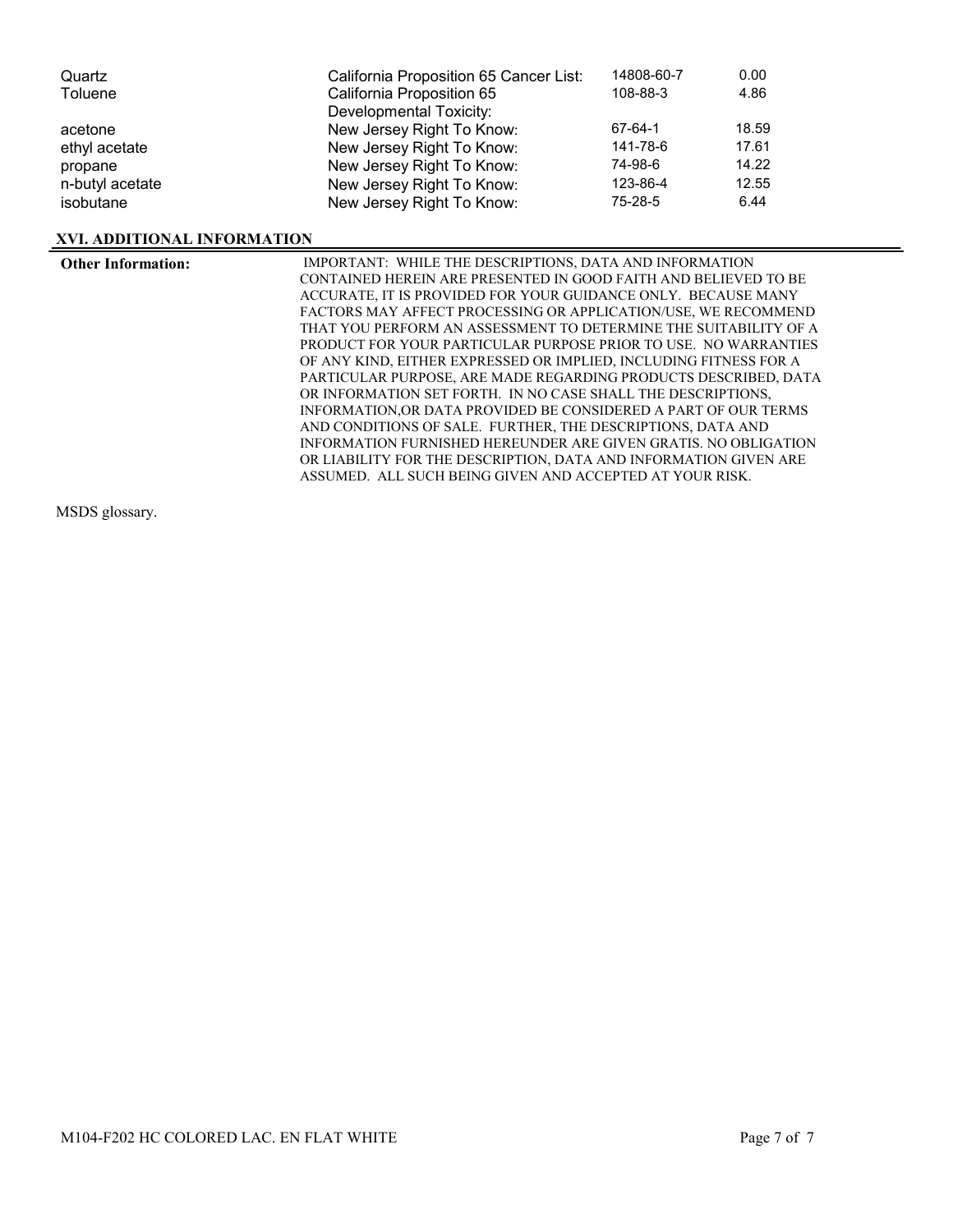| | | | |
|---|---|---|---|
| Quartz | California Proposition 65 Cancer List: | 14808-60-7 | 0.00 |
| Toluene | California Proposition 65 Developmental Toxicity: | 108-88-3 | 4.86 |
| acetone | New Jersey Right To Know: | 67-64-1 | 18.59 |
| ethyl acetate | New Jersey Right To Know: | 141-78-6 | 17.61 |
| propane | New Jersey Right To Know: | 74-98-6 | 14.22 |
| n-butyl acetate | New Jersey Right To Know: | 123-86-4 | 12.55 |
| isobutane | New Jersey Right To Know: | 75-28-5 | 6.44 |

## XVI. ADDITIONAL INFORMATION

**Other Information:** IMPORTANT: WHILE THE DESCRIPTIONS, DATA AND INFORMATION CONTAINED HEREIN ARE PRESENTED IN GOOD FAITH AND BELIEVED TO BE ACCURATE, IT IS PROVIDED FOR YOUR GUIDANCE ONLY. BECAUSE MANY FACTORS MAY AFFECT PROCESSING OR APPLICATION/USE, WE RECOMMEND THAT YOU PERFORM AN ASSESSMENT TO DETERMINE THE SUITABILITY OF A PRODUCT FOR YOUR PARTICULAR PURPOSE PRIOR TO USE. NO WARRANTIES OF ANY KIND, EITHER EXPRESSED OR IMPLIED, INCLUDING FITNESS FOR A PARTICULAR PURPOSE, ARE MADE REGARDING PRODUCTS DESCRIBED, DATA OR INFORMATION SET FORTH. IN NO CASE SHALL THE DESCRIPTIONS, INFORMATION,OR DATA PROVIDED BE CONSIDERED A PART OF OUR TERMS AND CONDITIONS OF SALE. FURTHER, THE DESCRIPTIONS, DATA AND INFORMATION FURNISHED HEREUNDER ARE GIVEN GRATIS. NO OBLIGATION OR LIABILITY FOR THE DESCRIPTION, DATA AND INFORMATION GIVEN ARE ASSUMED. ALL SUCH BEING GIVEN AND ACCEPTED AT YOUR RISK.

MSDS glossary.